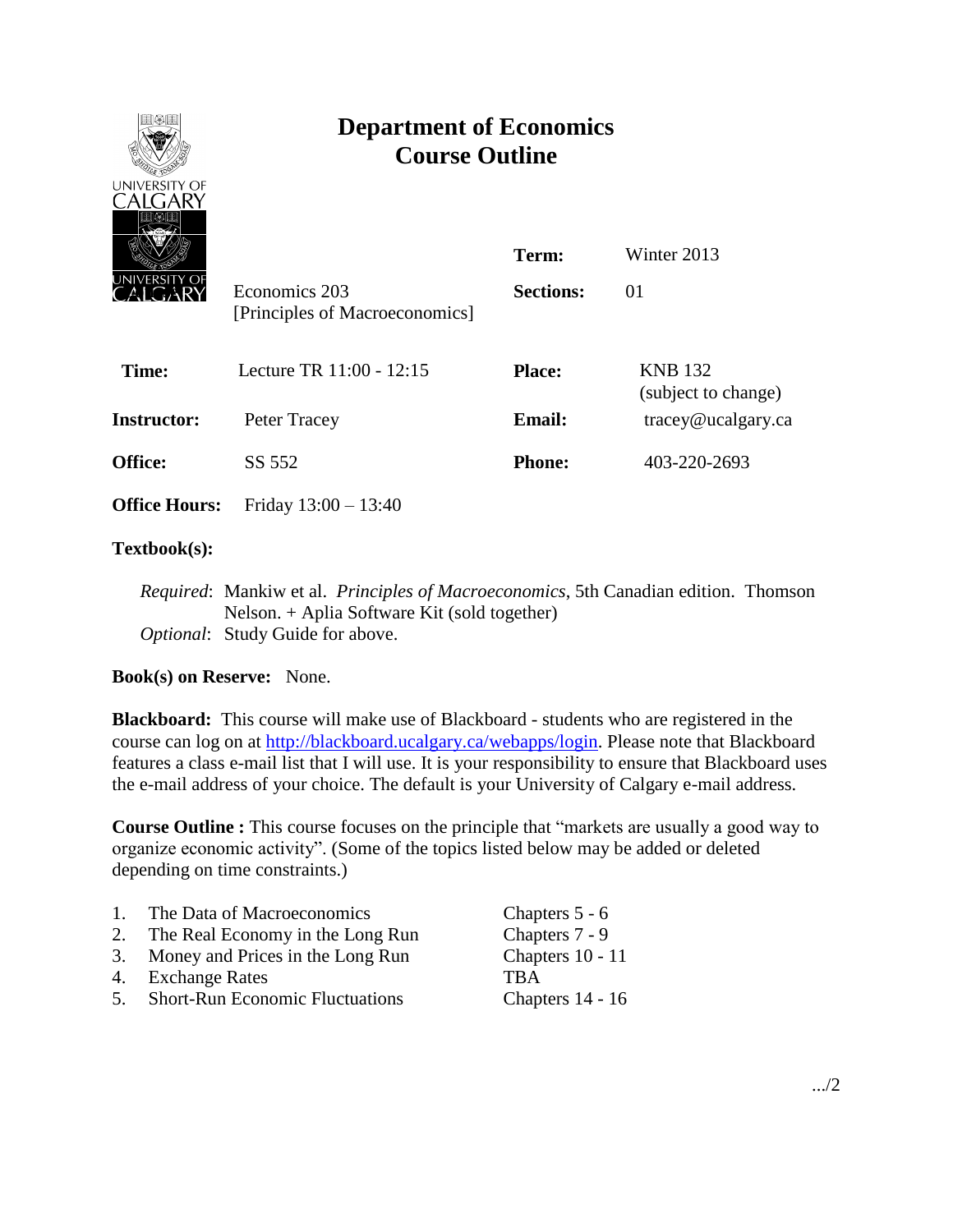# Department of Economics
## Course Outline

| | | | |
|---|---|---|---|
| | | **Term:** | Winter 2013 |
| | Economics 203 [Principles of Macroeconomics] | **Sections:** | 01 |
| **Time:** | Lecture TR 11:00 - 12:15 | **Place:** | KNB 132 (subject to change) |
| **Instructor:** | Peter Tracey | **Email:** | tracey@ucalgary.ca |
| **Office:** | SS 552 | **Phone:** | 403-220-2693 |
| **Office Hours:** | Friday 13:00 – 13:40 | | |

**Textbook(s):**

*Required*: Mankiw et al. *Principles of Macroeconomics*, 5th Canadian edition. Thomson Nelson. + Aplia Software Kit (sold together)
*Optional*: Study Guide for above.

**Book(s) on Reserve:** None.

**Blackboard:** This course will make use of Blackboard - students who are registered in the course can log on at http://blackboard.ucalgary.ca/webapps/login. Please note that Blackboard features a class e-mail list that I will use. It is your responsibility to ensure that Blackboard uses the e-mail address of your choice. The default is your University of Calgary e-mail address.

**Course Outline :** This course focuses on the principle that "markets are usually a good way to organize economic activity". (Some of the topics listed below may be added or deleted depending on time constraints.)

| | | |
|---|---|---|
| 1. | The Data of Macroeconomics | Chapters 5 - 6 |
| 2. | The Real Economy in the Long Run | Chapters 7 - 9 |
| 3. | Money and Prices in the Long Run | Chapters 10 - 11 |
| 4. | Exchange Rates | TBA |
| 5. | Short-Run Economic Fluctuations | Chapters 14 - 16 |

.../2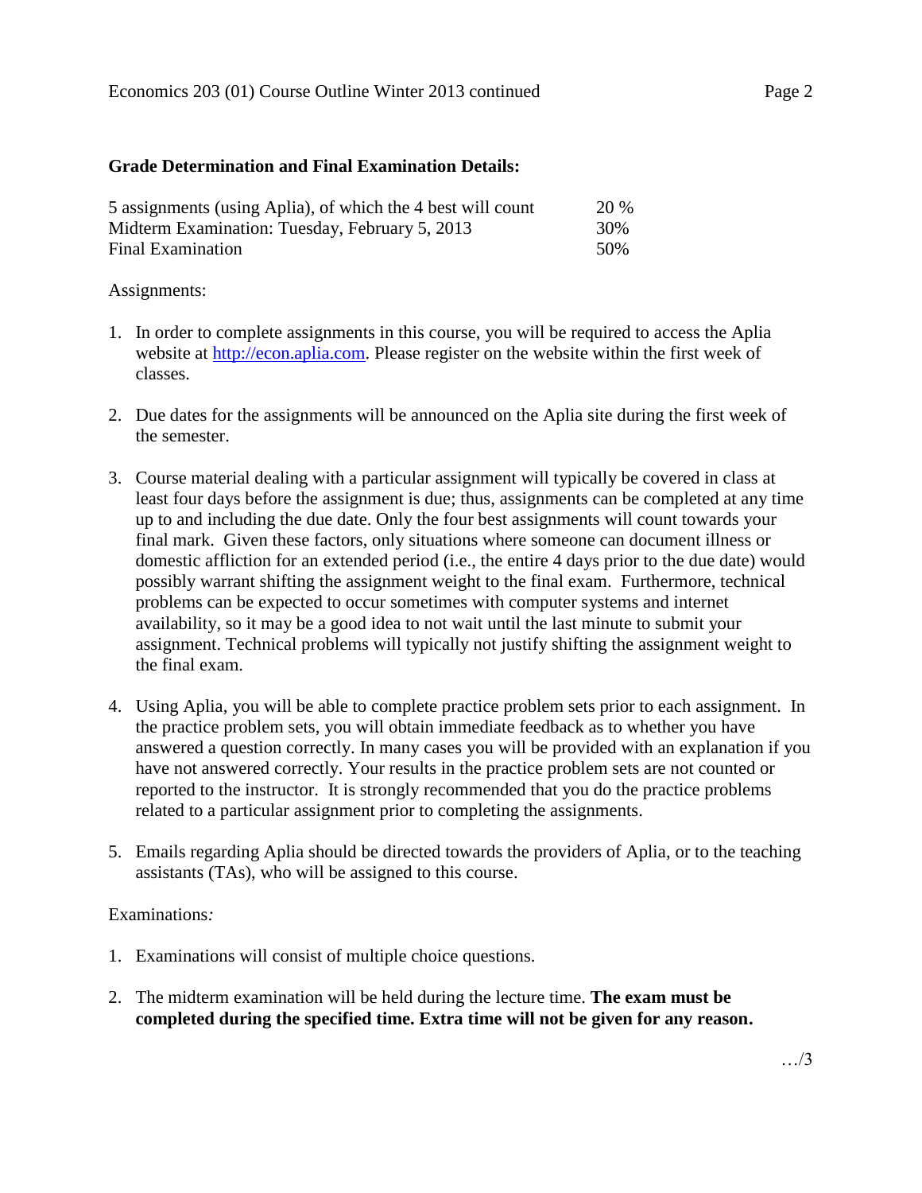**Grade Determination and Final Examination Details:**

| | |
|---|---|
| 5 assignments (using Aplia), of which the 4 best will count | 20 % |
| Midterm Examination: Tuesday, February 5, 2013 | 30% |
| Final Examination | 50% |

Assignments:

1. In order to complete assignments in this course, you will be required to access the Aplia website at http://econ.aplia.com. Please register on the website within the first week of classes.

2. Due dates for the assignments will be announced on the Aplia site during the first week of the semester.

3. Course material dealing with a particular assignment will typically be covered in class at least four days before the assignment is due; thus, assignments can be completed at any time up to and including the due date. Only the four best assignments will count towards your final mark. Given these factors, only situations where someone can document illness or domestic affliction for an extended period (i.e., the entire 4 days prior to the due date) would possibly warrant shifting the assignment weight to the final exam. Furthermore, technical problems can be expected to occur sometimes with computer systems and internet availability, so it may be a good idea to not wait until the last minute to submit your assignment. Technical problems will typically not justify shifting the assignment weight to the final exam.

4. Using Aplia, you will be able to complete practice problem sets prior to each assignment. In the practice problem sets, you will obtain immediate feedback as to whether you have answered a question correctly. In many cases you will be provided with an explanation if you have not answered correctly. Your results in the practice problem sets are not counted or reported to the instructor. It is strongly recommended that you do the practice problems related to a particular assignment prior to completing the assignments.

5. Emails regarding Aplia should be directed towards the providers of Aplia, or to the teaching assistants (TAs), who will be assigned to this course.

Examinations*:*

1. Examinations will consist of multiple choice questions.

2. The midterm examination will be held during the lecture time. **The exam must be completed during the specified time. Extra time will not be given for any reason.**

…/3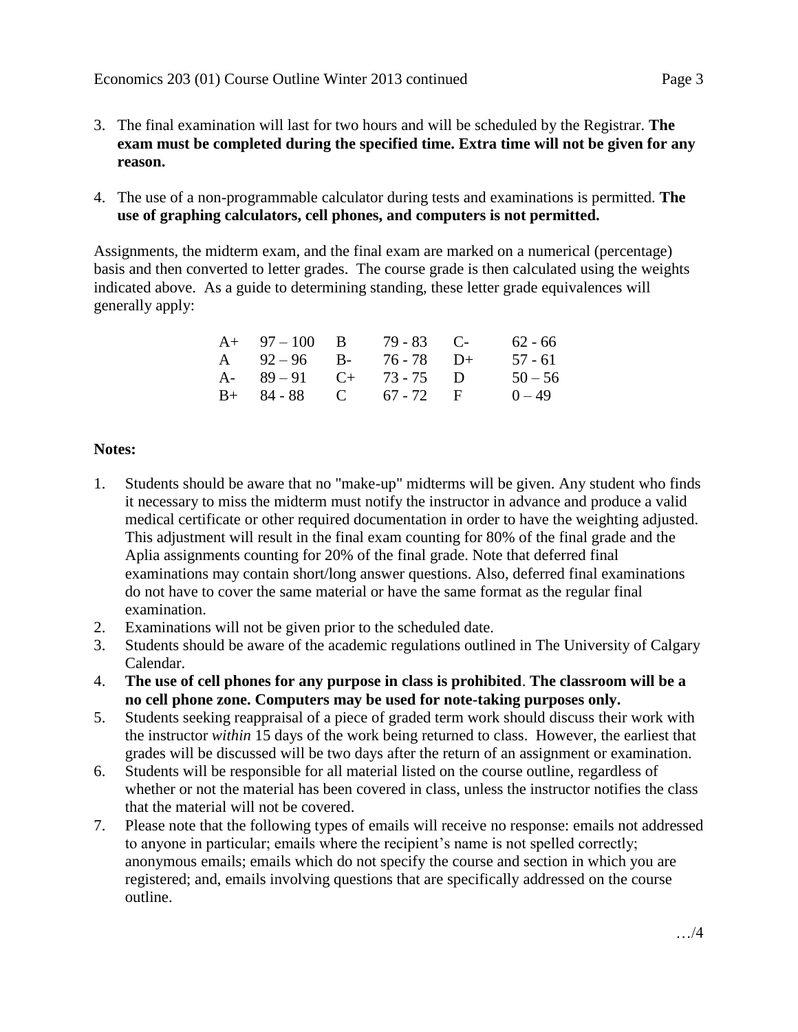3. The final examination will last for two hours and will be scheduled by the Registrar. **The exam must be completed during the specified time. Extra time will not be given for any reason.**

4. The use of a non-programmable calculator during tests and examinations is permitted. **The use of graphing calculators, cell phones, and computers is not permitted.**

Assignments, the midterm exam, and the final exam are marked on a numerical (percentage) basis and then converted to letter grades. The course grade is then calculated using the weights indicated above. As a guide to determining standing, these letter grade equivalences will generally apply:

| | | | | | |
|---|---|---|---|---|---|
| A+ | 97 – 100 | B | 79 - 83 | C- | 62 - 66 |
| A | 92 – 96 | B- | 76 - 78 | D+ | 57 - 61 |
| A- | 89 – 91 | C+ | 73 - 75 | D | 50 – 56 |
| B+ | 84 - 88 | C | 67 - 72 | F | 0 – 49 |

**Notes:**

1. Students should be aware that no "make-up" midterms will be given. Any student who finds it necessary to miss the midterm must notify the instructor in advance and produce a valid medical certificate or other required documentation in order to have the weighting adjusted. This adjustment will result in the final exam counting for 80% of the final grade and the Aplia assignments counting for 20% of the final grade. Note that deferred final examinations may contain short/long answer questions. Also, deferred final examinations do not have to cover the same material or have the same format as the regular final examination.
2. Examinations will not be given prior to the scheduled date.
3. Students should be aware of the academic regulations outlined in The University of Calgary Calendar.
4. **The use of cell phones for any purpose in class is prohibited**. **The classroom will be a no cell phone zone. Computers may be used for note-taking purposes only.**
5. Students seeking reappraisal of a piece of graded term work should discuss their work with the instructor *within* 15 days of the work being returned to class. However, the earliest that grades will be discussed will be two days after the return of an assignment or examination.
6. Students will be responsible for all material listed on the course outline, regardless of whether or not the material has been covered in class, unless the instructor notifies the class that the material will not be covered.
7. Please note that the following types of emails will receive no response: emails not addressed to anyone in particular; emails where the recipient's name is not spelled correctly; anonymous emails; emails which do not specify the course and section in which you are registered; and, emails involving questions that are specifically addressed on the course outline.

…/4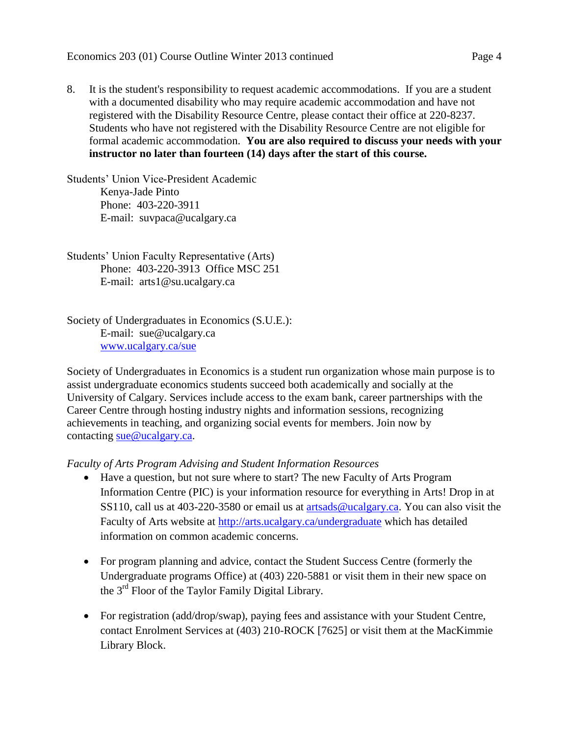8. It is the student's responsibility to request academic accommodations. If you are a student with a documented disability who may require academic accommodation and have not registered with the Disability Resource Centre, please contact their office at 220-8237. Students who have not registered with the Disability Resource Centre are not eligible for formal academic accommodation. **You are also required to discuss your needs with your instructor no later than fourteen (14) days after the start of this course.**

Students' Union Vice-President Academic
    Kenya-Jade Pinto
    Phone: 403-220-3911
    E-mail: suvpaca@ucalgary.ca

Students' Union Faculty Representative (Arts)
    Phone: 403-220-3913 Office MSC 251
    E-mail: arts1@su.ucalgary.ca

Society of Undergraduates in Economics (S.U.E.):
    E-mail: sue@ucalgary.ca
    www.ucalgary.ca/sue

Society of Undergraduates in Economics is a student run organization whose main purpose is to assist undergraduate economics students succeed both academically and socially at the University of Calgary. Services include access to the exam bank, career partnerships with the Career Centre through hosting industry nights and information sessions, recognizing achievements in teaching, and organizing social events for members. Join now by contacting sue@ucalgary.ca.

*Faculty of Arts Program Advising and Student Information Resources*

- Have a question, but not sure where to start? The new Faculty of Arts Program Information Centre (PIC) is your information resource for everything in Arts! Drop in at SS110, call us at 403-220-3580 or email us at artsads@ucalgary.ca. You can also visit the Faculty of Arts website at http://arts.ucalgary.ca/undergraduate which has detailed information on common academic concerns.

- For program planning and advice, contact the Student Success Centre (formerly the Undergraduate programs Office) at (403) 220-5881 or visit them in their new space on the 3rd Floor of the Taylor Family Digital Library.

- For registration (add/drop/swap), paying fees and assistance with your Student Centre, contact Enrolment Services at (403) 210-ROCK [7625] or visit them at the MacKimmie Library Block.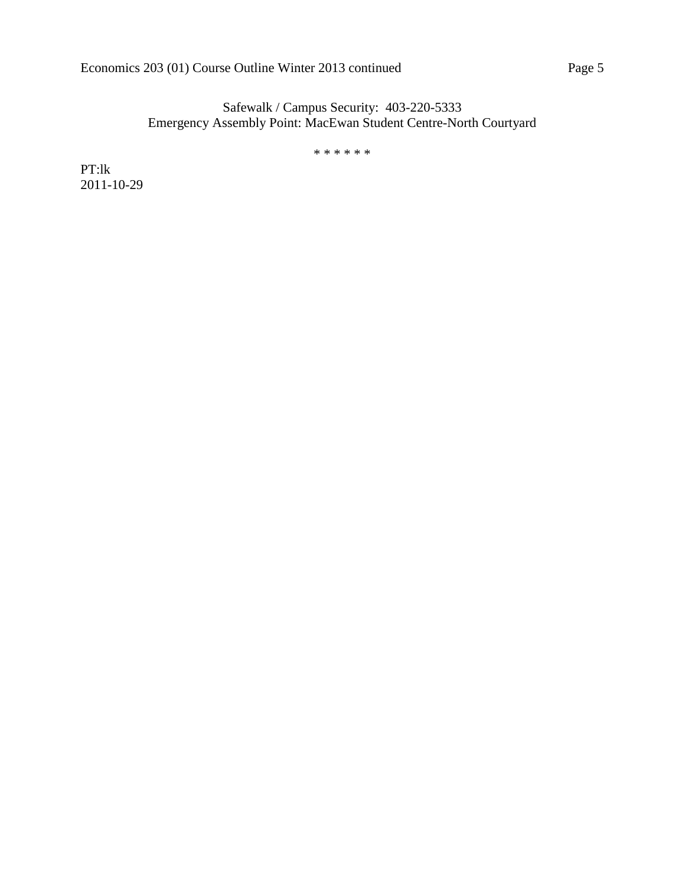Safewalk / Campus Security: 403-220-5333
Emergency Assembly Point: MacEwan Student Centre-North Courtyard

* * * * * *

PT:lk
2011-10-29